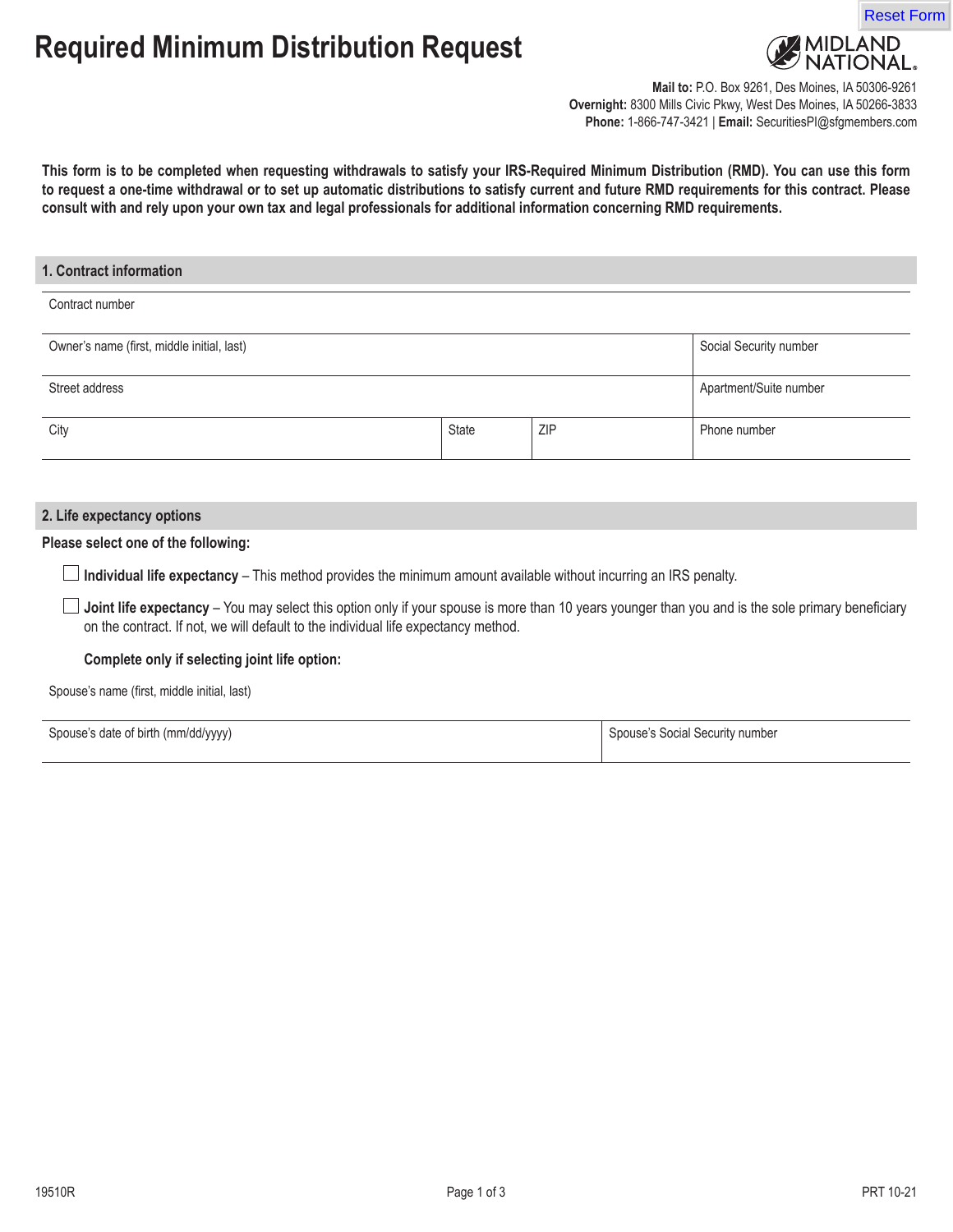# Required Minimum Distribution Request

MIDLAND NATIONAL.

**Mail to:** P.O. Box 9261, Des Moines, IA 50306-9261
**Overnight:** 8300 Mills Civic Pkwy, West Des Moines, IA 50266-3833
**Phone:** 1-866-747-3421 | **Email:** SecuritiesPI@sfgmembers.com

**This form is to be completed when requesting withdrawals to satisfy your IRS-Required Minimum Distribution (RMD). You can use this form to request a one-time withdrawal or to set up automatic distributions to satisfy current and future RMD requirements for this contract. Please consult with and rely upon your own tax and legal professionals for additional information concerning RMD requirements.**

## 1. Contract information

| Contract number | | | |
|---|---|---|---|
| **Owner's name (first, middle initial, last)** | | | **Social Security number** |
| **Street address** | | | **Apartment/Suite number** |
| **City** | **State** | **ZIP** | **Phone number** |

## 2. Life expectancy options

**Please select one of the following:**

☐ **Individual life expectancy** – This method provides the minimum amount available without incurring an IRS penalty.

☐ **Joint life expectancy** – You may select this option only if your spouse is more than 10 years younger than you and is the sole primary beneficiary on the contract. If not, we will default to the individual life expectancy method.

**Complete only if selecting joint life option:**

| Spouse's name (first, middle initial, last) | |
|---|---|
| **Spouse's date of birth (mm/dd/yyyy)** | **Spouse's Social Security number** |

19510R PRT 10-21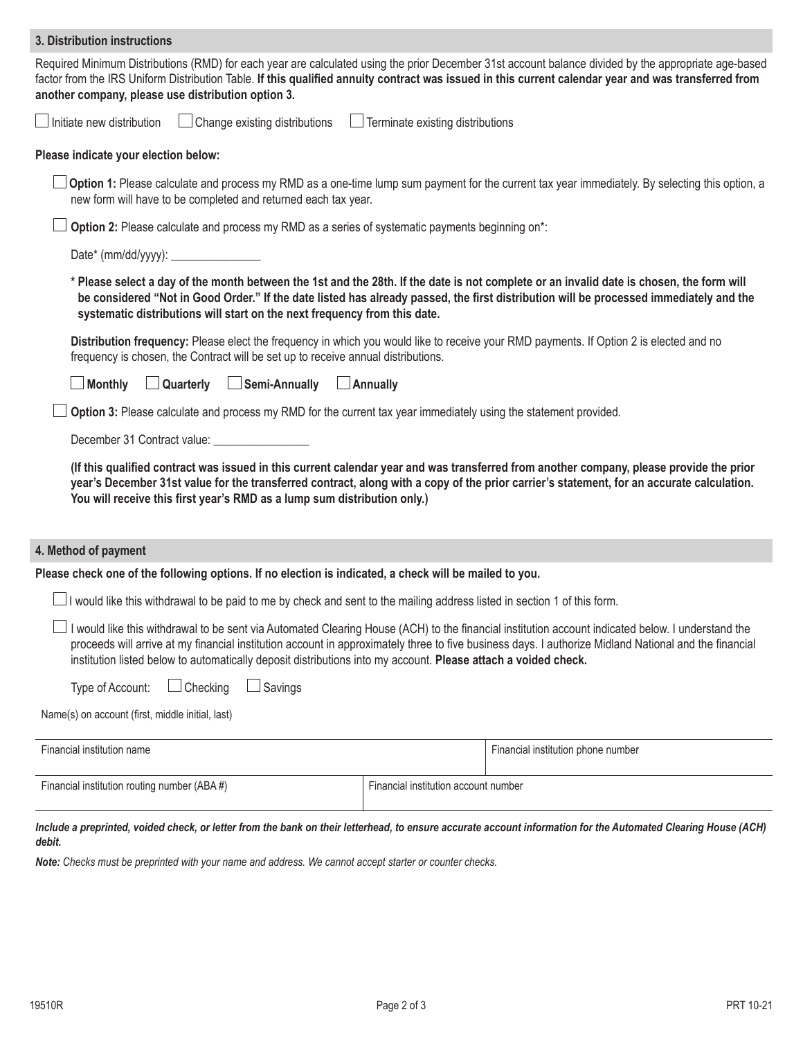## 3. Distribution instructions

Required Minimum Distributions (RMD) for each year are calculated using the prior December 31st account balance divided by the appropriate age-based factor from the IRS Uniform Distribution Table. **If this qualified annuity contract was issued in this current calendar year and was transferred from another company, please use distribution option 3.**

☐ Initiate new distribution ☐ Change existing distributions ☐ Terminate existing distributions

**Please indicate your election below:**

☐ **Option 1:** Please calculate and process my RMD as a one-time lump sum payment for the current tax year immediately. By selecting this option, a new form will have to be completed and returned each tax year.

☐ **Option 2:** Please calculate and process my RMD as a series of systematic payments beginning on*:

Date* (mm/dd/yyyy): _______________

**\* Please select a day of the month between the 1st and the 28th. If the date is not complete or an invalid date is chosen, the form will be considered "Not in Good Order." If the date listed has already passed, the first distribution will be processed immediately and the systematic distributions will start on the next frequency from this date.**

**Distribution frequency:** Please elect the frequency in which you would like to receive your RMD payments. If Option 2 is elected and no frequency is chosen, the Contract will be set up to receive annual distributions.

☐ **Monthly** ☐ **Quarterly** ☐ **Semi-Annually** ☐ **Annually**

☐ **Option 3:** Please calculate and process my RMD for the current tax year immediately using the statement provided.

December 31 Contract value: ________________

**(If this qualified contract was issued in this current calendar year and was transferred from another company, please provide the prior year's December 31st value for the transferred contract, along with a copy of the prior carrier's statement, for an accurate calculation. You will receive this first year's RMD as a lump sum distribution only.)**

## 4. Method of payment

**Please check one of the following options. If no election is indicated, a check will be mailed to you.**

☐ I would like this withdrawal to be paid to me by check and sent to the mailing address listed in section 1 of this form.

☐ I would like this withdrawal to be sent via Automated Clearing House (ACH) to the financial institution account indicated below. I understand the proceeds will arrive at my financial institution account in approximately three to five business days. I authorize Midland National and the financial institution listed below to automatically deposit distributions into my account. **Please attach a voided check.**

Type of Account: ☐ Checking ☐ Savings

Name(s) on account (first, middle initial, last)

| Financial institution name | Financial institution phone number |
|---|---|
| Financial institution routing number (ABA #) | Financial institution account number |

***Include a preprinted, voided check, or letter from the bank on their letterhead, to ensure accurate account information for the Automated Clearing House (ACH) debit.***

***Note:** Checks must be preprinted with your name and address. We cannot accept starter or counter checks.*

19510R PRT 10-21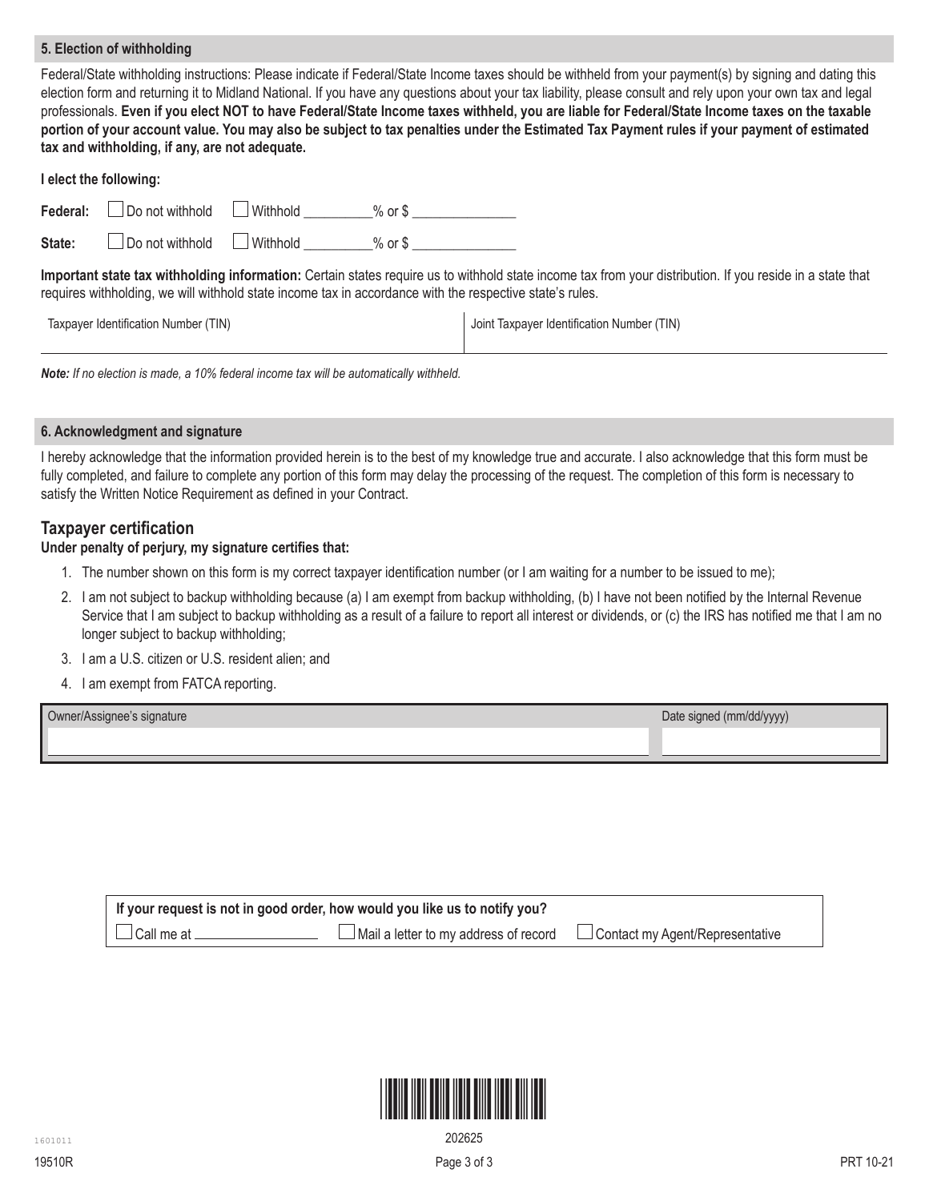## 5. Election of withholding

Federal/State withholding instructions: Please indicate if Federal/State Income taxes should be withheld from your payment(s) by signing and dating this election form and returning it to Midland National. If you have any questions about your tax liability, please consult and rely upon your own tax and legal professionals. **Even if you elect NOT to have Federal/State Income taxes withheld, you are liable for Federal/State Income taxes on the taxable portion of your account value. You may also be subject to tax penalties under the Estimated Tax Payment rules if your payment of estimated tax and withholding, if any, are not adequate.**

**I elect the following:**

**Federal:** ☐ Do not withhold ☐ Withhold _________% or $ ______________

**State:** ☐ Do not withhold ☐ Withhold _________% or $ ______________

**Important state tax withholding information:** Certain states require us to withhold state income tax from your distribution. If you reside in a state that requires withholding, we will withhold state income tax in accordance with the respective state's rules.

| Taxpayer Identification Number (TIN) | Joint Taxpayer Identification Number (TIN) |
|---|---|
| | |

***Note:*** *If no election is made, a 10% federal income tax will be automatically withheld.*

## 6. Acknowledgment and signature

I hereby acknowledge that the information provided herein is to the best of my knowledge true and accurate. I also acknowledge that this form must be fully completed, and failure to complete any portion of this form may delay the processing of the request. The completion of this form is necessary to satisfy the Written Notice Requirement as defined in your Contract.

### Taxpayer certification

**Under penalty of perjury, my signature certifies that:**

1. The number shown on this form is my correct taxpayer identification number (or I am waiting for a number to be issued to me);
2. I am not subject to backup withholding because (a) I am exempt from backup withholding, (b) I have not been notified by the Internal Revenue Service that I am subject to backup withholding as a result of a failure to report all interest or dividends, or (c) the IRS has notified me that I am no longer subject to backup withholding;
3. I am a U.S. citizen or U.S. resident alien; and
4. I am exempt from FATCA reporting.

| Owner/Assignee's signature | Date signed (mm/dd/yyyy) |
|---|---|
| | |

**If your request is not in good order, how would you like us to notify you?**

☐ Call me at ________________ ☐ Mail a letter to my address of record ☐ Contact my Agent/Representative

1601011

202625

19510R

PRT 10-21